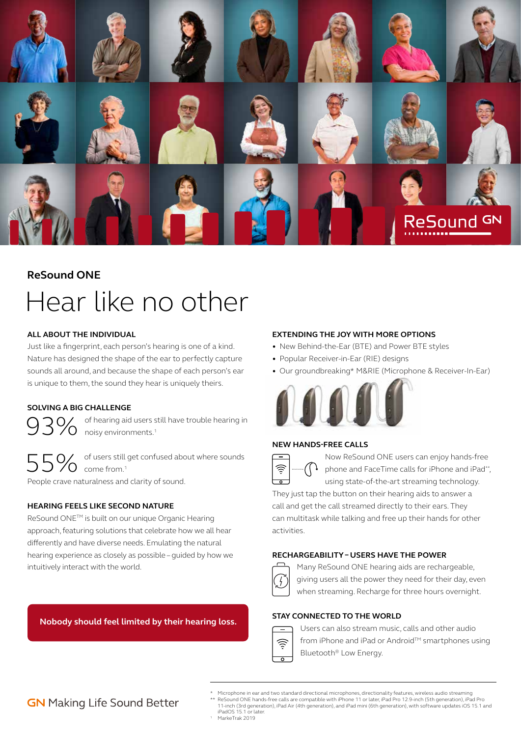ReSound GN

## ReSound ONE

# Hear like no other

### ALL ABOUT THE INDIVIDUAL

Just like a fingerprint, each person's hearing is one of a kind. Nature has designed the shape of the ear to perfectly capture sounds all around, and because the shape of each person's ear is unique to them, the sound they hear is uniquely theirs.

### SOLVING A BIG CHALLENGE

93% of hearing aid users still have trouble hearing in noisy environments.[1]

55% of users still get confused about where sounds come from.[1]

People crave naturalness and clarity of sound.

### HEARING FEELS LIKE SECOND NATURE

ReSound ONE™ is built on our unique Organic Hearing approach, featuring solutions that celebrate how we all hear differently and have diverse needs. Emulating the natural hearing experience as closely as possible – guided by how we intuitively interact with the world.

**Nobody should feel limited by their hearing loss.**

### EXTENDING THE JOY WITH MORE OPTIONS

- New Behind-the-Ear (BTE) and Power BTE styles
- Popular Receiver-in-Ear (RIE) designs
- Our groundbreaking* M&RIE (Microphone & Receiver-In-Ear)

### NEW HANDS-FREE CALLS

Now ReSound ONE users can enjoy hands-free phone and FaceTime calls for iPhone and iPad**, using state-of-the-art streaming technology. They just tap the button on their hearing aids to answer a call and get the call streamed directly to their ears. They can multitask while talking and free up their hands for other activities.

### RECHARGEABILITY – USERS HAVE THE POWER

Many ReSound ONE hearing aids are rechargeable, giving users all the power they need for their day, even when streaming. Recharge for three hours overnight.

### STAY CONNECTED TO THE WORLD

Users can also stream music, calls and other audio from iPhone and iPad or Android™ smartphones using Bluetooth® Low Energy.

**GN** Making Life Sound Better

\* Microphone in ear and two standard directional microphones, directionality features, wireless audio streaming

** ReSound ONE hands-free calls are compatible with iPhone 11 or later, iPad Pro 12.9-inch (5th generation), iPad Pro 11-inch (3rd generation), iPad Air (4th generation), and iPad mini (6th generation), with software updates iOS 15.1 and iPadOS 15.1 or later.

[1] MarkeTrak 2019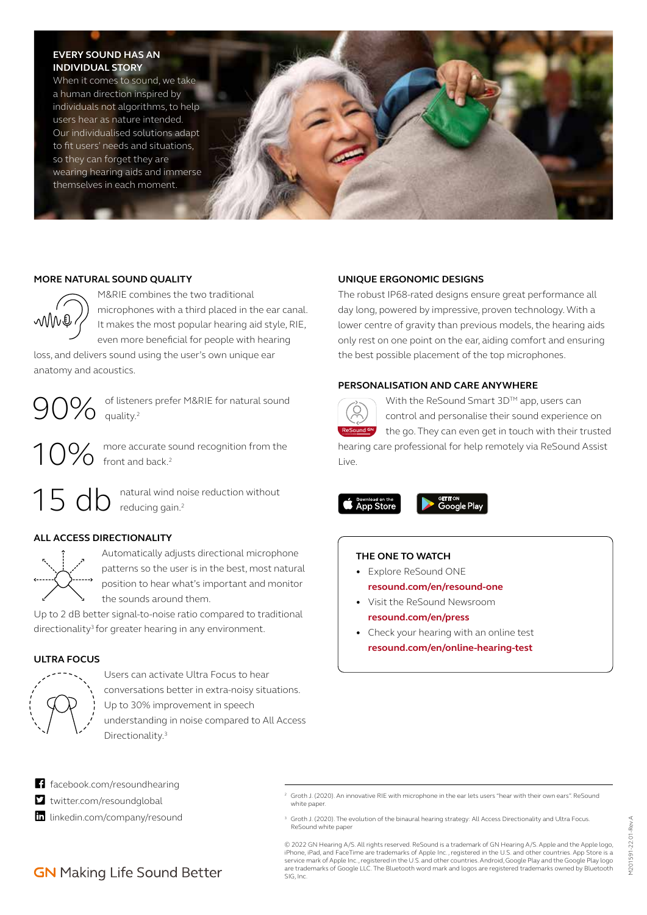## EVERY SOUND HAS AN INDIVIDUAL STORY

When it comes to sound, we take a human direction inspired by individuals not algorithms, to help users hear as nature intended. Our individualised solutions adapt to fit users' needs and situations, so they can forget they are wearing hearing aids and immerse themselves in each moment.

### MORE NATURAL SOUND QUALITY

M&RIE combines the two traditional microphones with a third placed in the ear canal. It makes the most popular hearing aid style, RIE, even more beneficial for people with hearing loss, and delivers sound using the user's own unique ear anatomy and acoustics.

**90%** of listeners prefer M&RIE for natural sound quality.[2]

**10%** more accurate sound recognition from the front and back.[2]

**15 db** natural wind noise reduction without reducing gain.[2]

### ALL ACCESS DIRECTIONALITY

Automatically adjusts directional microphone patterns so the user is in the best, most natural position to hear what's important and monitor the sounds around them.

Up to 2 dB better signal-to-noise ratio compared to traditional directionality[3] for greater hearing in any environment.

### ULTRA FOCUS

Users can activate Ultra Focus to hear conversations better in extra-noisy situations. Up to 30% improvement in speech understanding in noise compared to All Access Directionality.[3]

### UNIQUE ERGONOMIC DESIGNS

The robust IP68-rated designs ensure great performance all day long, powered by impressive, proven technology. With a lower centre of gravity than previous models, the hearing aids only rest on one point on the ear, aiding comfort and ensuring the best possible placement of the top microphones.

### PERSONALISATION AND CARE ANYWHERE

With the ReSound Smart 3D™ app, users can control and personalise their sound experience on the go. They can even get in touch with their trusted hearing care professional for help remotely via ReSound Assist Live.

Download on the App Store

GET IT ON Google Play

### THE ONE TO WATCH

- Explore ReSound ONE
  **resound.com/en/resound-one**
- Visit the ReSound Newsroom
  **resound.com/en/press**
- Check your hearing with an online test
  **resound.com/en/online-hearing-test**

facebook.com/resoundhearing

twitter.com/resoundglobal

linkedin.com/company/resound

**GN** Making Life Sound Better

[2] Groth J. (2020). An innovative RIE with microphone in the ear lets users "hear with their own ears". ReSound white paper.

[3] Groth J. (2020). The evolution of the binaural hearing strategy: All Access Directionality and Ultra Focus. ReSound white paper

© 2022 GN Hearing A/S. All rights reserved. ReSound is a trademark of GN Hearing A/S. Apple and the Apple logo, iPhone, iPad, and FaceTime are trademarks of Apple Inc., registered in the U.S. and other countries. App Store is a service mark of Apple Inc., registered in the U.S. and other countries. Android, Google Play and the Google Play logo are trademarks of Google LLC. The Bluetooth word mark and logos are registered trademarks owned by Bluetooth SIG, Inc.

M201591-22 01-Rev.A